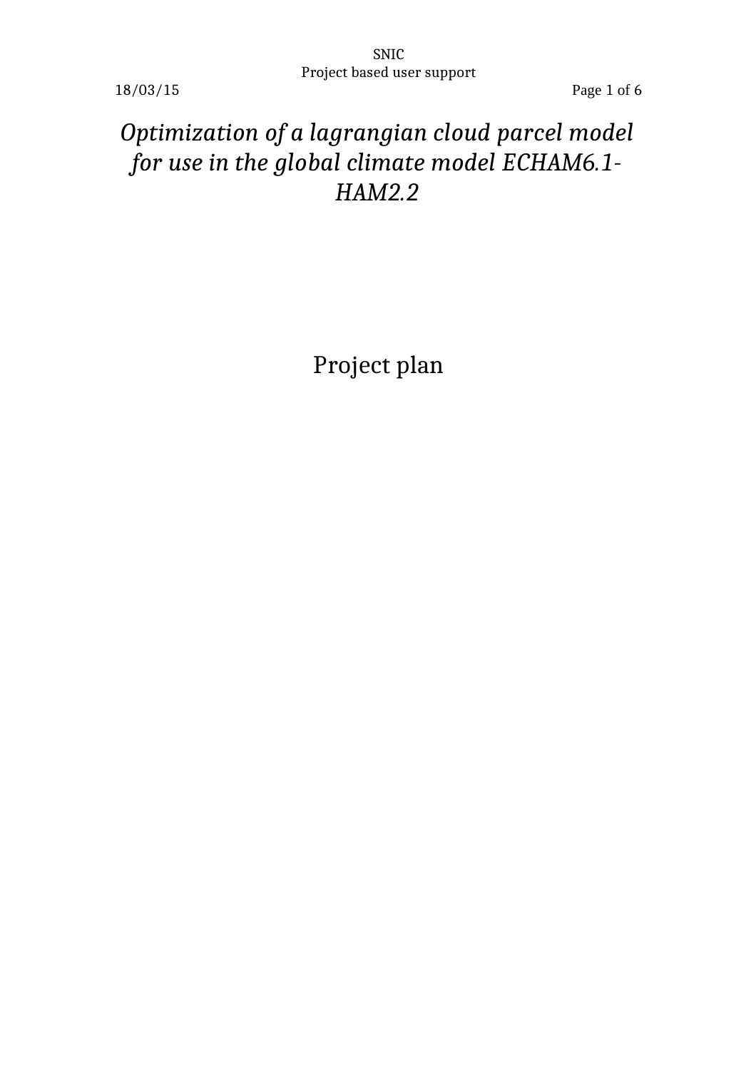# *Optimization of a lagrangian cloud parcel model for use in the global climate model ECHAM6.1-HAM2.2*

Project plan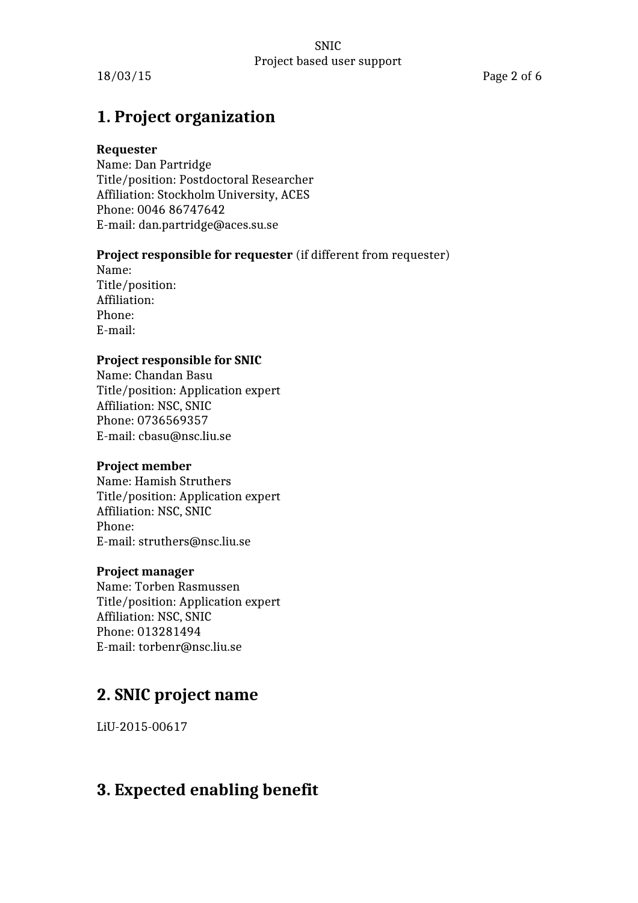# 1. Project organization

**Requester**
Name: Dan Partridge
Title/position: Postdoctoral Researcher
Affiliation: Stockholm University, ACES
Phone: 0046 86747642
E-mail: dan.partridge@aces.su.se

**Project responsible for requester** (if different from requester)
Name:
Title/position:
Affiliation:
Phone:
E-mail:

**Project responsible for SNIC**
Name: Chandan Basu
Title/position: Application expert
Affiliation: NSC, SNIC
Phone: 0736569357
E-mail: cbasu@nsc.liu.se

**Project member**
Name: Hamish Struthers
Title/position: Application expert
Affiliation: NSC, SNIC
Phone:
E-mail: struthers@nsc.liu.se

**Project manager**
Name: Torben Rasmussen
Title/position: Application expert
Affiliation: NSC, SNIC
Phone: 013281494
E-mail: torbenr@nsc.liu.se

# 2. SNIC project name

LiU-2015-00617

# 3. Expected enabling benefit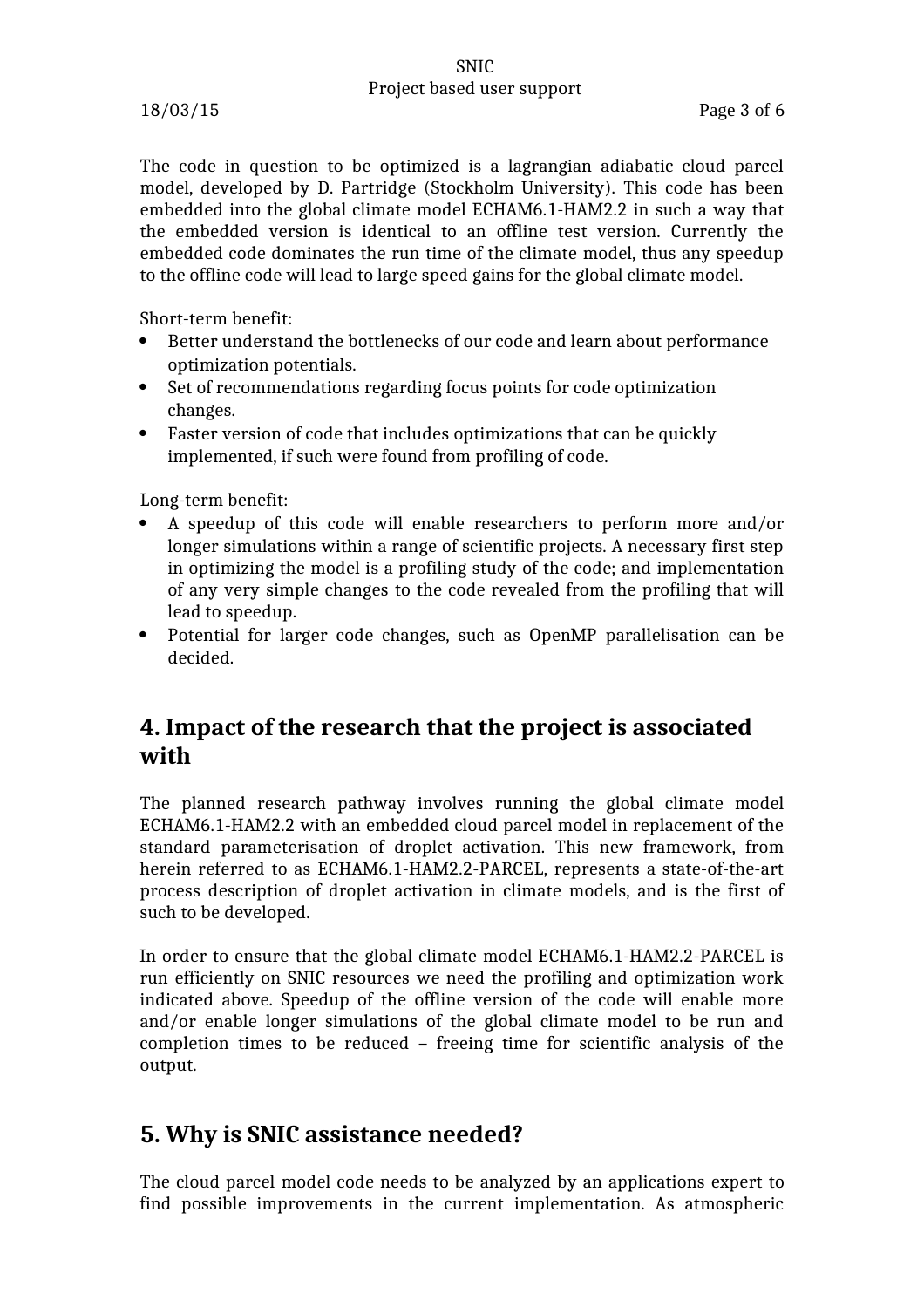The code in question to be optimized is a lagrangian adiabatic cloud parcel model, developed by D. Partridge (Stockholm University). This code has been embedded into the global climate model ECHAM6.1-HAM2.2 in such a way that the embedded version is identical to an offline test version. Currently the embedded code dominates the run time of the climate model, thus any speedup to the offline code will lead to large speed gains for the global climate model.

Short-term benefit:

- Better understand the bottlenecks of our code and learn about performance optimization potentials.
- Set of recommendations regarding focus points for code optimization changes.
- Faster version of code that includes optimizations that can be quickly implemented, if such were found from profiling of code.

Long-term benefit:

- A speedup of this code will enable researchers to perform more and/or longer simulations within a range of scientific projects. A necessary first step in optimizing the model is a profiling study of the code; and implementation of any very simple changes to the code revealed from the profiling that will lead to speedup.
- Potential for larger code changes, such as OpenMP parallelisation can be decided.

# 4. Impact of the research that the project is associated with

The planned research pathway involves running the global climate model ECHAM6.1-HAM2.2 with an embedded cloud parcel model in replacement of the standard parameterisation of droplet activation. This new framework, from herein referred to as ECHAM6.1-HAM2.2-PARCEL, represents a state-of-the-art process description of droplet activation in climate models, and is the first of such to be developed.

In order to ensure that the global climate model ECHAM6.1-HAM2.2-PARCEL is run efficiently on SNIC resources we need the profiling and optimization work indicated above. Speedup of the offline version of the code will enable more and/or enable longer simulations of the global climate model to be run and completion times to be reduced – freeing time for scientific analysis of the output.

# 5. Why is SNIC assistance needed?

The cloud parcel model code needs to be analyzed by an applications expert to find possible improvements in the current implementation. As atmospheric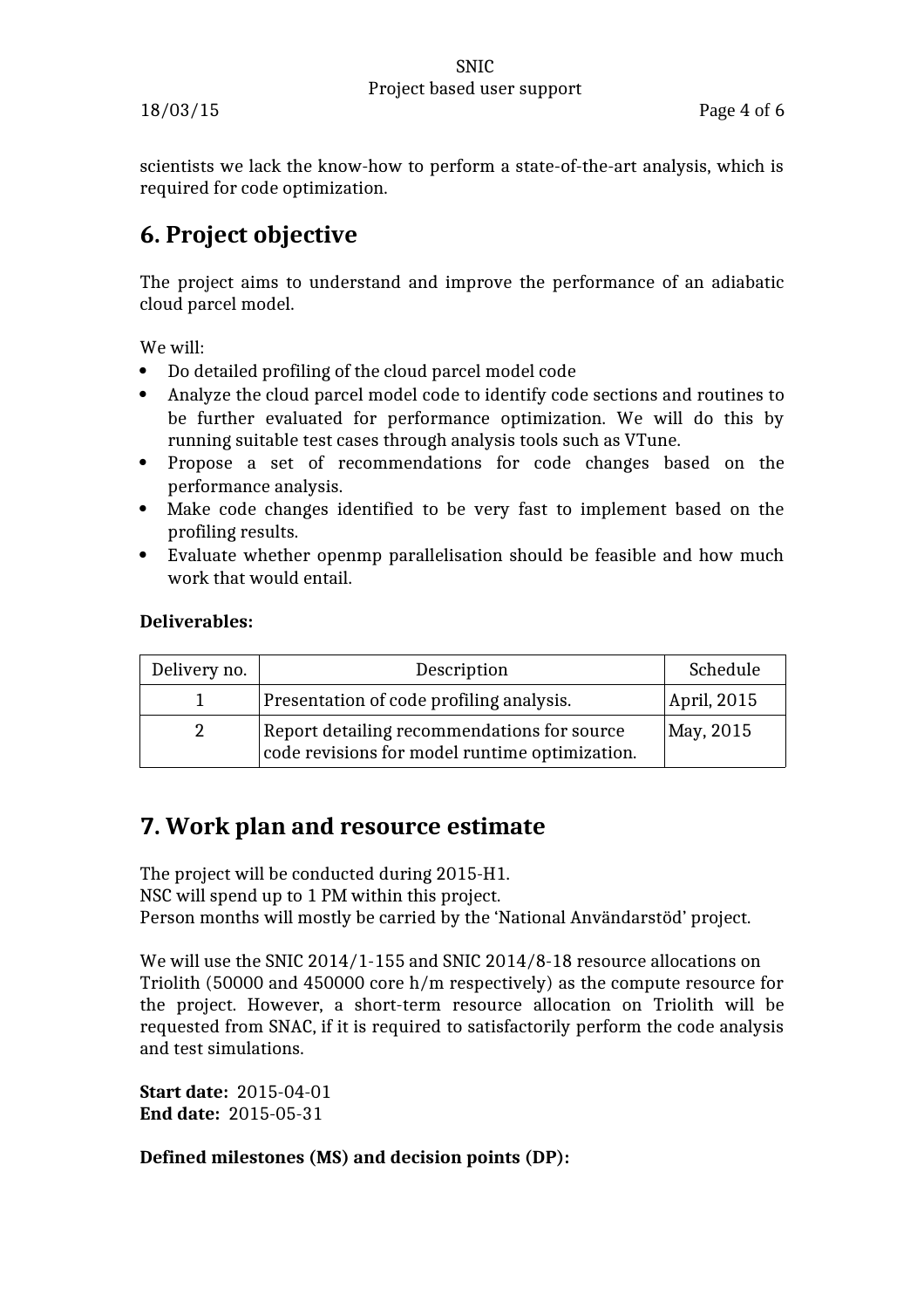scientists we lack the know-how to perform a state-of-the-art analysis, which is required for code optimization.

## 6. Project objective

The project aims to understand and improve the performance of an adiabatic cloud parcel model.

We will:

- Do detailed profiling of the cloud parcel model code
- Analyze the cloud parcel model code to identify code sections and routines to be further evaluated for performance optimization. We will do this by running suitable test cases through analysis tools such as VTune.
- Propose a set of recommendations for code changes based on the performance analysis.
- Make code changes identified to be very fast to implement based on the profiling results.
- Evaluate whether openmp parallelisation should be feasible and how much work that would entail.

**Deliverables:**

| Delivery no. | Description | Schedule |
|---|---|---|
| 1 | Presentation of code profiling analysis. | April, 2015 |
| 2 | Report detailing recommendations for source code revisions for model runtime optimization. | May, 2015 |

## 7. Work plan and resource estimate

The project will be conducted during 2015-H1.
NSC will spend up to 1 PM within this project.
Person months will mostly be carried by the 'National Användarstöd' project.

We will use the SNIC 2014/1-155 and SNIC 2014/8-18 resource allocations on Triolith (50000 and 450000 core h/m respectively) as the compute resource for the project. However, a short-term resource allocation on Triolith will be requested from SNAC, if it is required to satisfactorily perform the code analysis and test simulations.

**Start date:** 2015-04-01
**End date:** 2015-05-31

**Defined milestones (MS) and decision points (DP):**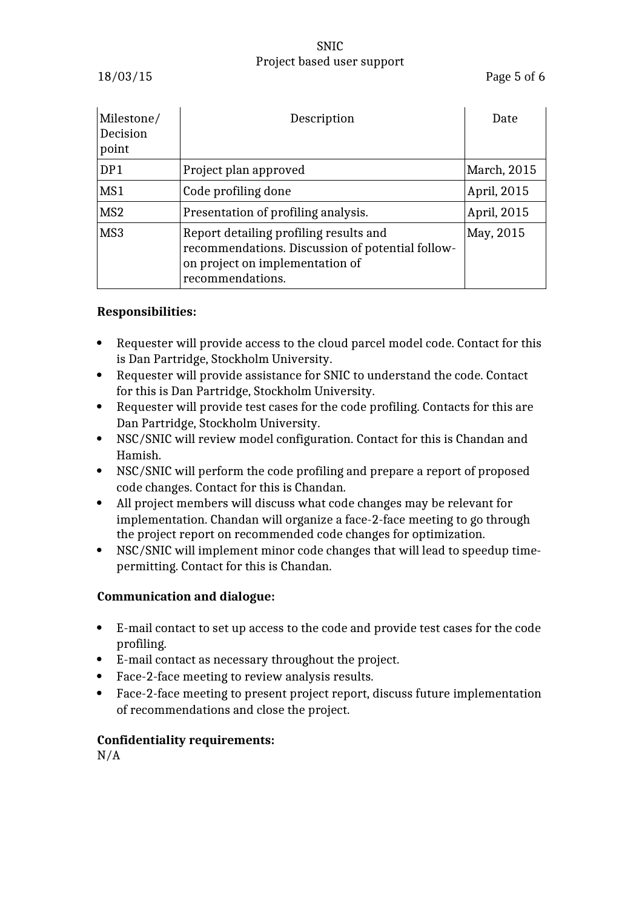| Milestone/ Decision point | Description | Date |
|---|---|---|
| DP1 | Project plan approved | March, 2015 |
| MS1 | Code profiling done | April, 2015 |
| MS2 | Presentation of profiling analysis. | April, 2015 |
| MS3 | Report detailing profiling results and recommendations. Discussion of potential follow-on project on implementation of recommendations. | May, 2015 |

**Responsibilities:**

- Requester will provide access to the cloud parcel model code. Contact for this is Dan Partridge, Stockholm University.
- Requester will provide assistance for SNIC to understand the code. Contact for this is Dan Partridge, Stockholm University.
- Requester will provide test cases for the code profiling. Contacts for this are Dan Partridge, Stockholm University.
- NSC/SNIC will review model configuration. Contact for this is Chandan and Hamish.
- NSC/SNIC will perform the code profiling and prepare a report of proposed code changes. Contact for this is Chandan.
- All project members will discuss what code changes may be relevant for implementation. Chandan will organize a face-2-face meeting to go through the project report on recommended code changes for optimization.
- NSC/SNIC will implement minor code changes that will lead to speedup time-permitting. Contact for this is Chandan.

**Communication and dialogue:**

- E-mail contact to set up access to the code and provide test cases for the code profiling.
- E-mail contact as necessary throughout the project.
- Face-2-face meeting to review analysis results.
- Face-2-face meeting to present project report, discuss future implementation of recommendations and close the project.

**Confidentiality requirements:**
N/A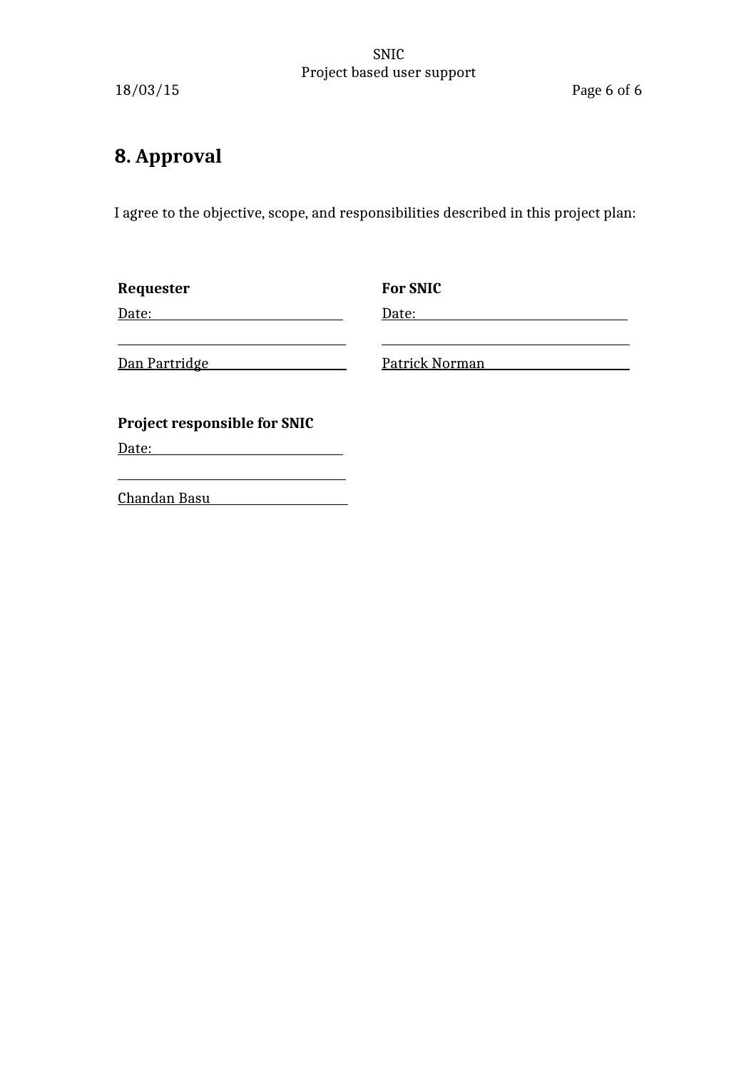## 8. Approval

I agree to the objective, scope, and responsibilities described in this project plan:

| | |
|---|---|
| **Requester** | **For SNIC** |
| Date: | Date: |
| | |
| Dan Partridge | Patrick Norman |

**Project responsible for SNIC**

Date:

Chandan Basu